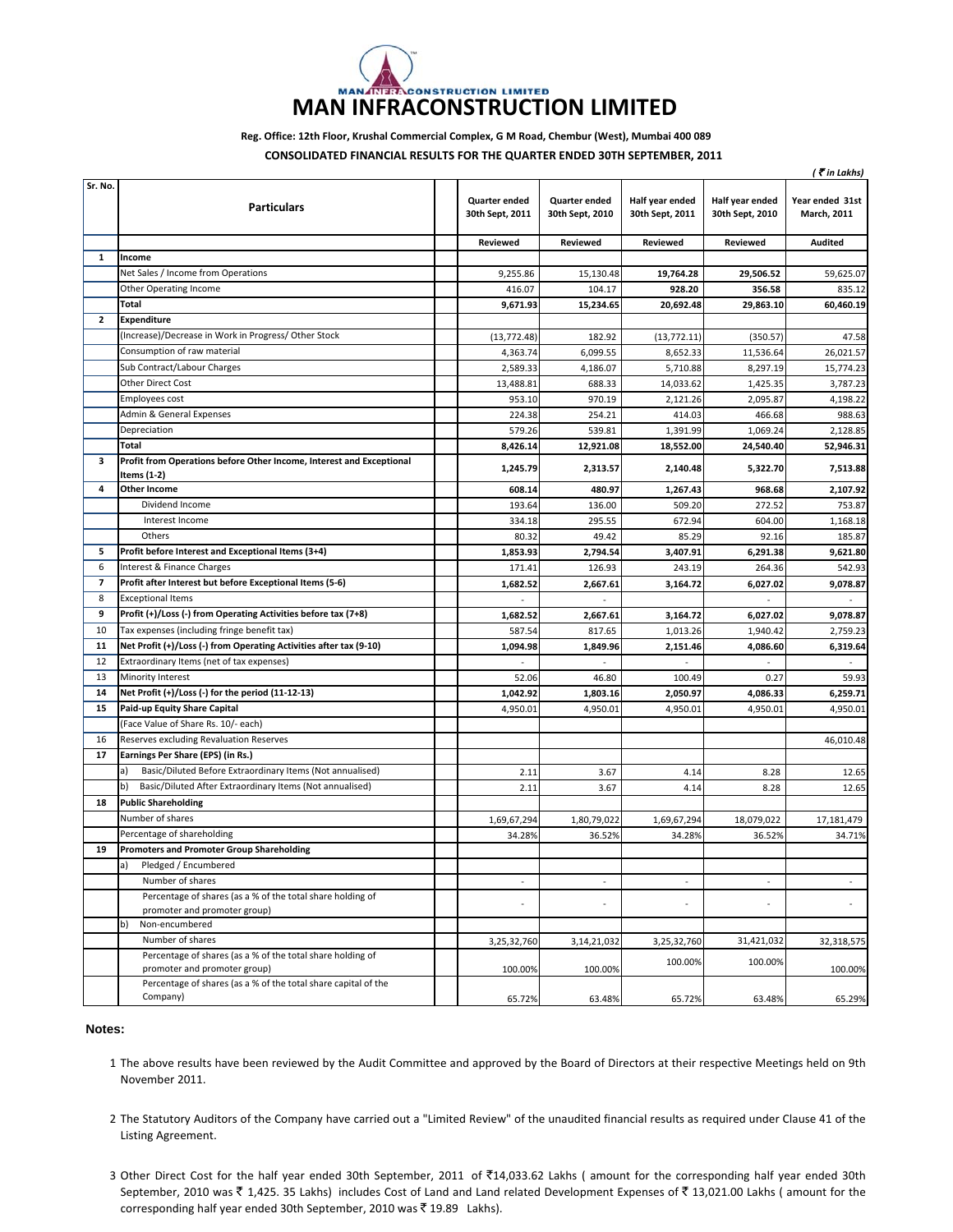# MAN INFRACONSTRUCTION LIMITED

**Reg. Office: 12th Floor, Krushal Commercial Complex, G M Road, Chembur (West), Mumbai 400 089**

**CONSOLIDATED FINANCIAL RESULTS FOR THE QUARTER ENDED 30TH SEPTEMBER, 2011**

*( ₹ in Lakhs)*

| Sr. No. | Particulars | Quarter ended 30th Sept, 2011 | Quarter ended 30th Sept, 2010 | Half year ended 30th Sept, 2011 | Half year ended 30th Sept, 2010 | Year ended 31st March, 2011 |
|---|---|---|---|---|---|---|
| | | Reviewed | Reviewed | Reviewed | Reviewed | Audited |
| **1** | **Income** | | | | | |
| | Net Sales / Income from Operations | 9,255.86 | 15,130.48 | **19,764.28** | 29,506.52 | 59,625.07 |
| | Other Operating Income | 416.07 | 104.17 | **928.20** | 356.58 | 835.12 |
| | **Total** | **9,671.93** | **15,234.65** | **20,692.48** | **29,863.10** | **60,460.19** |
| **2** | **Expenditure** | | | | | |
| | (Increase)/Decrease in Work in Progress/ Other Stock | (13,772.48) | 182.92 | (13,772.11) | (350.57) | 47.58 |
| | Consumption of raw material | 4,363.74 | 6,099.55 | 8,652.33 | 11,536.64 | 26,021.57 |
| | Sub Contract/Labour Charges | 2,589.33 | 4,186.07 | 5,710.88 | 8,297.19 | 15,774.23 |
| | Other Direct Cost | 13,488.81 | 688.33 | 14,033.62 | 1,425.35 | 3,787.23 |
| | Employees cost | 953.10 | 970.19 | 2,121.26 | 2,095.87 | 4,198.22 |
| | Admin & General Expenses | 224.38 | 254.21 | 414.03 | 466.68 | 988.63 |
| | Depreciation | 579.26 | 539.81 | 1,391.99 | 1,069.24 | 2,128.85 |
| | **Total** | **8,426.14** | **12,921.08** | **18,552.00** | **24,540.40** | **52,946.31** |
| **3** | **Profit from Operations before Other Income, Interest and Exceptional Items (1-2)** | **1,245.79** | **2,313.57** | **2,140.48** | **5,322.70** | **7,513.88** |
| **4** | **Other Income** | **608.14** | **480.97** | **1,267.43** | **968.68** | **2,107.92** |
| | Dividend Income | 193.64 | 136.00 | 509.20 | 272.52 | 753.87 |
| | Interest Income | 334.18 | 295.55 | 672.94 | 604.00 | 1,168.18 |
| | Others | 80.32 | 49.42 | 85.29 | 92.16 | 185.87 |
| **5** | **Profit before Interest and Exceptional Items (3+4)** | **1,853.93** | **2,794.54** | **3,407.91** | **6,291.38** | **9,621.80** |
| 6 | Interest & Finance Charges | 171.41 | 126.93 | 243.19 | 264.36 | 542.93 |
| **7** | **Profit after Interest but before Exceptional Items (5-6)** | **1,682.52** | **2,667.61** | **3,164.72** | **6,027.02** | **9,078.87** |
| 8 | Exceptional Items | - | - | | - | - |
| **9** | **Profit (+)/Loss (-) from Operating Activities before tax (7+8)** | **1,682.52** | **2,667.61** | **3,164.72** | **6,027.02** | **9,078.87** |
| 10 | Tax expenses (including fringe benefit tax) | 587.54 | 817.65 | 1,013.26 | 1,940.42 | 2,759.23 |
| **11** | **Net Profit (+)/Loss (-) from Operating Activities after tax (9-10)** | **1,094.98** | **1,849.96** | **2,151.46** | **4,086.60** | **6,319.64** |
| 12 | Extraordinary Items (net of tax expenses) | - | - | - | - | - |
| 13 | Minority Interest | 52.06 | 46.80 | 100.49 | 0.27 | 59.93 |
| **14** | **Net Profit (+)/Loss (-) for the period (11-12-13)** | **1,042.92** | **1,803.16** | **2,050.97** | **4,086.33** | **6,259.71** |
| **15** | **Paid-up Equity Share Capital** | 4,950.01 | 4,950.01 | 4,950.01 | 4,950.01 | 4,950.01 |
| | (Face Value of Share Rs. 10/- each) | | | | | |
| 16 | Reserves excluding Revaluation Reserves | | | | | 46,010.48 |
| **17** | **Earnings Per Share (EPS) (in Rs.)** | | | | | |
| | a) Basic/Diluted Before Extraordinary Items (Not annualised) | 2.11 | 3.67 | 4.14 | 8.28 | 12.65 |
| | b) Basic/Diluted After Extraordinary Items (Not annualised) | 2.11 | 3.67 | 4.14 | 8.28 | 12.65 |
| **18** | **Public Shareholding** | | | | | |
| | Number of shares | 1,69,67,294 | 1,80,79,022 | 1,69,67,294 | 18,079,022 | 17,181,479 |
| | Percentage of shareholding | 34.28% | 36.52% | 34.28% | 36.52% | 34.71% |
| **19** | **Promoters and Promoter Group Shareholding** | | | | | |
| | a) Pledged / Encumbered | | | | | |
| | Number of shares | - | - | - | - | - |
| | Percentage of shares (as a % of the total share holding of promoter and promoter group) | - | - | - | - | - |
| | b) Non-encumbered | | | | | |
| | Number of shares | 3,25,32,760 | 3,14,21,032 | 3,25,32,760 | 31,421,032 | 32,318,575 |
| | Percentage of shares (as a % of the total share holding of promoter and promoter group) | 100.00% | 100.00% | 100.00% | 100.00% | 100.00% |
| | Percentage of shares (as a % of the total share capital of the Company) | 65.72% | 63.48% | 65.72% | 63.48% | 65.29% |

**Notes:**

1. The above results have been reviewed by the Audit Committee and approved by the Board of Directors at their respective Meetings held on 9th November 2011.

2. The Statutory Auditors of the Company have carried out a "Limited Review" of the unaudited financial results as required under Clause 41 of the Listing Agreement.

3. Other Direct Cost for the half year ended 30th September, 2011 of ₹14,033.62 Lakhs ( amount for the corresponding half year ended 30th September, 2010 was ₹ 1,425. 35 Lakhs) includes Cost of Land and Land related Development Expenses of ₹ 13,021.00 Lakhs ( amount for the corresponding half year ended 30th September, 2010 was ₹ 19.89 Lakhs).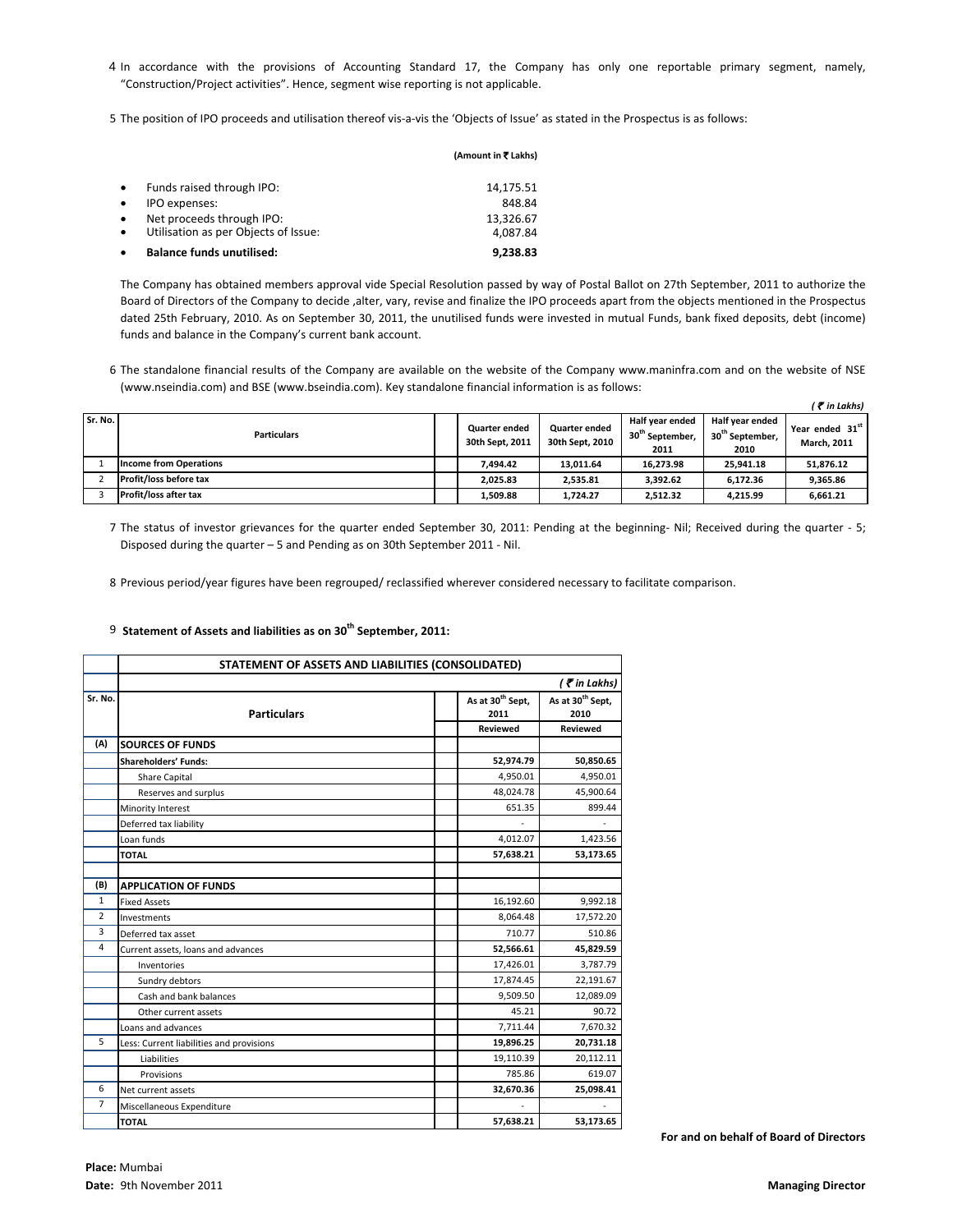4 In accordance with the provisions of Accounting Standard 17, the Company has only one reportable primary segment, namely, "Construction/Project activities". Hence, segment wise reporting is not applicable.

5 The position of IPO proceeds and utilisation thereof vis-a-vis the 'Objects of Issue' as stated in the Prospectus is as follows:

| | (Amount in ₹ Lakhs) |
|---|---|
| • Funds raised through IPO: | 14,175.51 |
| • IPO expenses: | 848.84 |
| • Net proceeds through IPO: | 13,326.67 |
| • Utilisation as per Objects of Issue: | 4,087.84 |
| • **Balance funds unutilised:** | **9,238.83** |

The Company has obtained members approval vide Special Resolution passed by way of Postal Ballot on 27th September, 2011 to authorize the Board of Directors of the Company to decide ,alter, vary, revise and finalize the IPO proceeds apart from the objects mentioned in the Prospectus dated 25th February, 2010. As on September 30, 2011, the unutilised funds were invested in mutual Funds, bank fixed deposits, debt (income) funds and balance in the Company's current bank account.

6 The standalone financial results of the Company are available on the website of the Company www.maninfra.com and on the website of NSE (www.nseindia.com) and BSE (www.bseindia.com). Key standalone financial information is as follows:

*( ₹ in Lakhs)*

| Sr. No. | Particulars | Quarter ended 30th Sept, 2011 | Quarter ended 30th Sept, 2010 | Half year ended 30th September, 2011 | Half year ended 30th September, 2010 | Year ended 31st March, 2011 |
|---|---|---|---|---|---|---|
| 1 | **Income from Operations** | **7,494.42** | **13,011.64** | **16,273.98** | **25,941.18** | **51,876.12** |
| 2 | **Profit/loss before tax** | **2,025.83** | **2,535.81** | **3,392.62** | **6,172.36** | **9,365.86** |
| 3 | **Profit/loss after tax** | **1,509.88** | **1,724.27** | **2,512.32** | **4,215.99** | **6,661.21** |

7 The status of investor grievances for the quarter ended September 30, 2011: Pending at the beginning- Nil; Received during the quarter - 5; Disposed during the quarter – 5 and Pending as on 30th September 2011 - Nil.

8 Previous period/year figures have been regrouped/ reclassified wherever considered necessary to facilitate comparison.

9 **Statement of Assets and liabilities as on 30th September, 2011:**

**STATEMENT OF ASSETS AND LIABILITIES (CONSOLIDATED)**

*( ₹ in Lakhs)*

| Sr. No. | Particulars | As at 30th Sept, 2011 | As at 30th Sept, 2010 |
|---|---|---|---|
| | | Reviewed | Reviewed |
| (A) | **SOURCES OF FUNDS** | | |
| | **Shareholders' Funds:** | **52,974.79** | **50,850.65** |
| | Share Capital | 4,950.01 | 4,950.01 |
| | Reserves and surplus | 48,024.78 | 45,900.64 |
| | Minority Interest | 651.35 | 899.44 |
| | Deferred tax liability | - | - |
| | Loan funds | 4,012.07 | 1,423.56 |
| | **TOTAL** | **57,638.21** | **53,173.65** |
| | | | |
| (B) | **APPLICATION OF FUNDS** | | |
| 1 | Fixed Assets | 16,192.60 | 9,992.18 |
| 2 | Investments | 8,064.48 | 17,572.20 |
| 3 | Deferred tax asset | 710.77 | 510.86 |
| 4 | Current assets, loans and advances | **52,566.61** | **45,829.59** |
| | Inventories | 17,426.01 | 3,787.79 |
| | Sundry debtors | 17,874.45 | 22,191.67 |
| | Cash and bank balances | 9,509.50 | 12,089.09 |
| | Other current assets | 45.21 | 90.72 |
| | Loans and advances | 7,711.44 | 7,670.32 |
| 5 | Less: Current liabilities and provisions | **19,896.25** | **20,731.18** |
| | Liabilities | 19,110.39 | 20,112.11 |
| | Provisions | 785.86 | 619.07 |
| 6 | Net current assets | **32,670.36** | **25,098.41** |
| 7 | Miscellaneous Expenditure | - | - |
| | **TOTAL** | **57,638.21** | **53,173.65** |

**For and on behalf of Board of Directors**

**Place:** Mumbai
**Date:** 9th November 2011

**Managing Director**